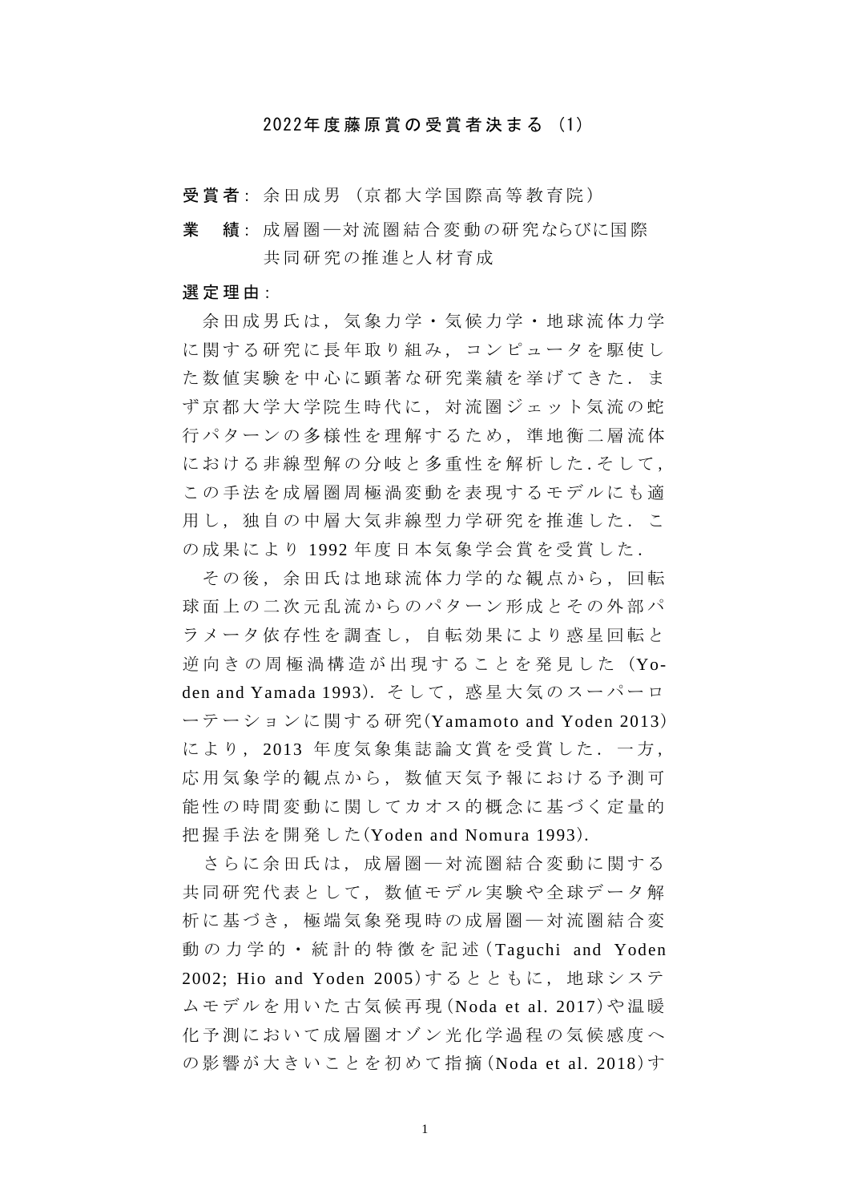# 2022年度藤原賞の受賞者決まる（1）

**受賞者**：余田成男（京都大学国際高等教育院）

**業　績**：成層圏—対流圏結合変動の研究ならびに国際共同研究の推進と人材育成

**選定理由**：

余田成男氏は，気象力学・気候力学・地球流体力学に関する研究に長年取り組み，コンピュータを駆使した数値実験を中心に顕著な研究業績を挙げてきた．まず京都大学大学院生時代に，対流圏ジェット気流の蛇行パターンの多様性を理解するため，準地衡二層流体における非線型解の分岐と多重性を解析した.そして，この手法を成層圏周極渦変動を表現するモデルにも適用し，独自の中層大気非線型力学研究を推進した．この成果により 1992 年度日本気象学会賞を受賞した．

その後，余田氏は地球流体力学的な観点から，回転球面上の二次元乱流からのパターン形成とその外部パラメータ依存性を調査し，自転効果により惑星回転と逆向きの周極渦構造が出現することを発見した（Yoden and Yamada 1993）．そして，惑星大気のスーパーローテーションに関する研究(Yamamoto and Yoden 2013)により，2013 年度気象集誌論文賞を受賞した．一方，応用気象学的観点から，数値天気予報における予測可能性の時間変動に関してカオス的概念に基づく定量的把握手法を開発した(Yoden and Nomura 1993)．

さらに余田氏は，成層圏—対流圏結合変動に関する共同研究代表として，数値モデル実験や全球データ解析に基づき，極端気象発現時の成層圏—対流圏結合変動の力学的・統計的特徴を記述(Taguchi and Yoden 2002; Hio and Yoden 2005)するとともに，地球システムモデルを用いた古気候再現(Noda et al. 2017)や温暖化予測において成層圏オゾン光化学過程の気候感度への影響が大きいことを初めて指摘(Noda et al. 2018)す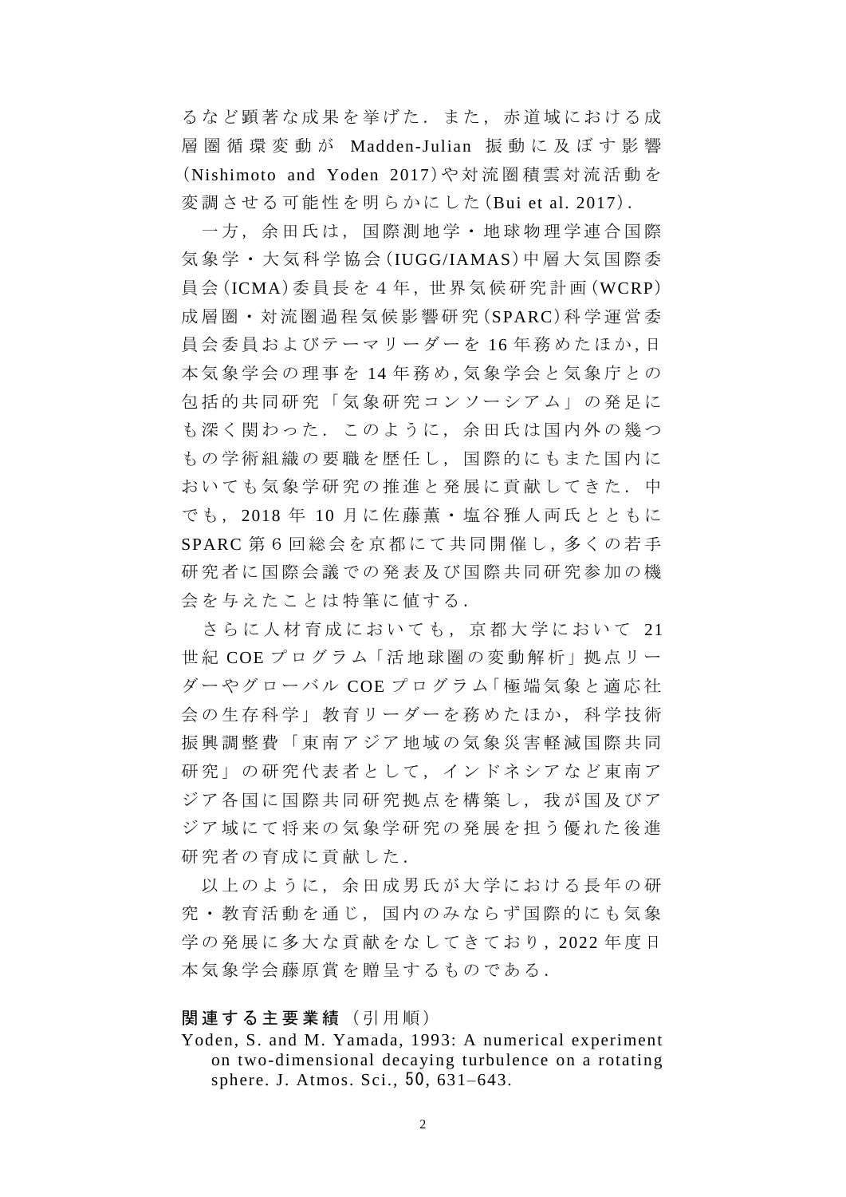るなど顕著な成果を挙げた．また，赤道域における成層圏循環変動が Madden-Julian 振動に及ぼす影響（Nishimoto and Yoden 2017）や対流圏積雲対流活動を変調させる可能性を明らかにした（Bui et al. 2017）．

一方，余田氏は，国際測地学・地球物理学連合国際気象学・大気科学協会（IUGG/IAMAS）中層大気国際委員会（ICMA）委員長を 4 年，世界気候研究計画（WCRP）成層圏・対流圏過程気候影響研究（SPARC）科学運営委員会委員およびテーマリーダーを 16 年務めたほか，日本気象学会の理事を 14 年務め，気象学会と気象庁との包括的共同研究「気象研究コンソーシアム」の発足にも深く関わった．このように，余田氏は国内外の幾つもの学術組織の要職を歴任し，国際的にもまた国内においても気象学研究の推進と発展に貢献してきた．中でも，2018 年 10 月に佐藤薫・塩谷雅人両氏とともに SPARC 第 6 回総会を京都にて共同開催し，多くの若手研究者に国際会議での発表及び国際共同研究参加の機会を与えたことは特筆に値する．

さらに人材育成においても，京都大学において 21 世紀 COE プログラム「活地球圏の変動解析」拠点リーダーやグローバル COE プログラム「極端気象と適応社会の生存科学」教育リーダーを務めたほか，科学技術振興調整費「東南アジア地域の気象災害軽減国際共同研究」の研究代表者として，インドネシアなど東南アジア各国に国際共同研究拠点を構築し，我が国及びアジア域にて将来の気象学研究の発展を担う優れた後進研究者の育成に貢献した．

以上のように，余田成男氏が大学における長年の研究・教育活動を通じ，国内のみならず国際的にも気象学の発展に多大な貢献をなしてきており，2022 年度日本気象学会藤原賞を贈呈するものである．

**関連する主要業績**（引用順）

Yoden, S. and M. Yamada, 1993: A numerical experiment on two-dimensional decaying turbulence on a rotating sphere. J. Atmos. Sci., **50**, 631–643.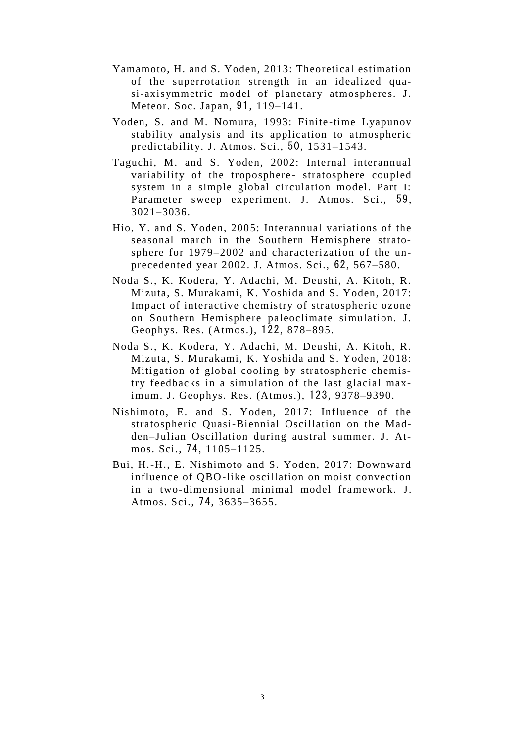Yamamoto, H. and S. Yoden, 2013: Theoretical estimation of the superrotation strength in an idealized quasi-axisymmetric model of planetary atmospheres. J. Meteor. Soc. Japan, **91**, 119–141.

Yoden, S. and M. Nomura, 1993: Finite-time Lyapunov stability analysis and its application to atmospheric predictability. J. Atmos. Sci., **50**, 1531–1543.

Taguchi, M. and S. Yoden, 2002: Internal interannual variability of the troposphere- stratosphere coupled system in a simple global circulation model. Part I: Parameter sweep experiment. J. Atmos. Sci., **59**, 3021–3036.

Hio, Y. and S. Yoden, 2005: Interannual variations of the seasonal march in the Southern Hemisphere stratosphere for 1979–2002 and characterization of the unprecedented year 2002. J. Atmos. Sci., **62**, 567–580.

Noda S., K. Kodera, Y. Adachi, M. Deushi, A. Kitoh, R. Mizuta, S. Murakami, K. Yoshida and S. Yoden, 2017: Impact of interactive chemistry of stratospheric ozone on Southern Hemisphere paleoclimate simulation. J. Geophys. Res. (Atmos.), **122**, 878–895.

Noda S., K. Kodera, Y. Adachi, M. Deushi, A. Kitoh, R. Mizuta, S. Murakami, K. Yoshida and S. Yoden, 2018: Mitigation of global cooling by stratospheric chemistry feedbacks in a simulation of the last glacial maximum. J. Geophys. Res. (Atmos.), **123**, 9378–9390.

Nishimoto, E. and S. Yoden, 2017: Influence of the stratospheric Quasi-Biennial Oscillation on the Madden–Julian Oscillation during austral summer. J. Atmos. Sci., **74**, 1105–1125.

Bui, H.-H., E. Nishimoto and S. Yoden, 2017: Downward influence of QBO-like oscillation on moist convection in a two-dimensional minimal model framework. J. Atmos. Sci., **74**, 3635–3655.